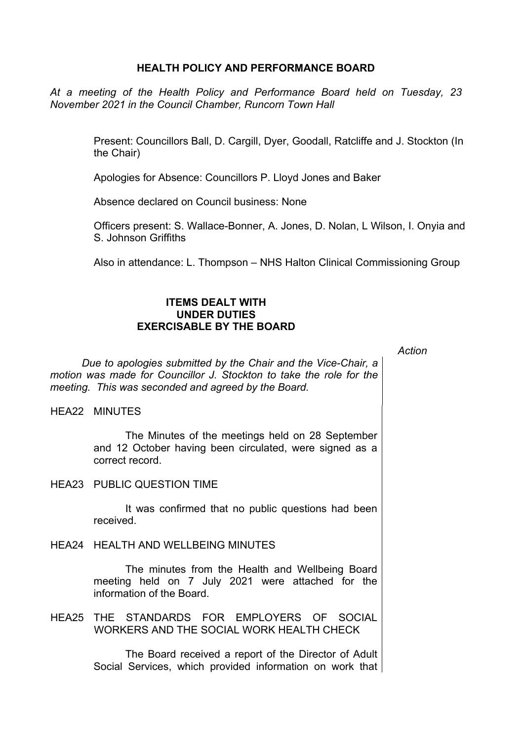# HEALTH POLICY AND PERFORMANCE BOARD

*At a meeting of the Health Policy and Performance Board held on Tuesday, 23 November 2021 in the Council Chamber, Runcorn Town Hall*

Present: Councillors Ball, D. Cargill, Dyer, Goodall, Ratcliffe and J. Stockton (In the Chair)

Apologies for Absence: Councillors P. Lloyd Jones and Baker

Absence declared on Council business: None

Officers present: S. Wallace-Bonner, A. Jones, D. Nolan, L Wilson, I. Onyia and S. Johnson Griffiths

Also in attendance: L. Thompson – NHS Halton Clinical Commissioning Group

## ITEMS DEALT WITH UNDER DUTIES EXERCISABLE BY THE BOARD

*Action*

*Due to apologies submitted by the Chair and the Vice-Chair, a motion was made for Councillor J. Stockton to take the role for the meeting. This was seconded and agreed by the Board.*

HEA22 MINUTES

The Minutes of the meetings held on 28 September and 12 October having been circulated, were signed as a correct record.

HEA23 PUBLIC QUESTION TIME

It was confirmed that no public questions had been received.

HEA24 HEALTH AND WELLBEING MINUTES

The minutes from the Health and Wellbeing Board meeting held on 7 July 2021 were attached for the information of the Board.

HEA25 THE STANDARDS FOR EMPLOYERS OF SOCIAL WORKERS AND THE SOCIAL WORK HEALTH CHECK

The Board received a report of the Director of Adult Social Services, which provided information on work that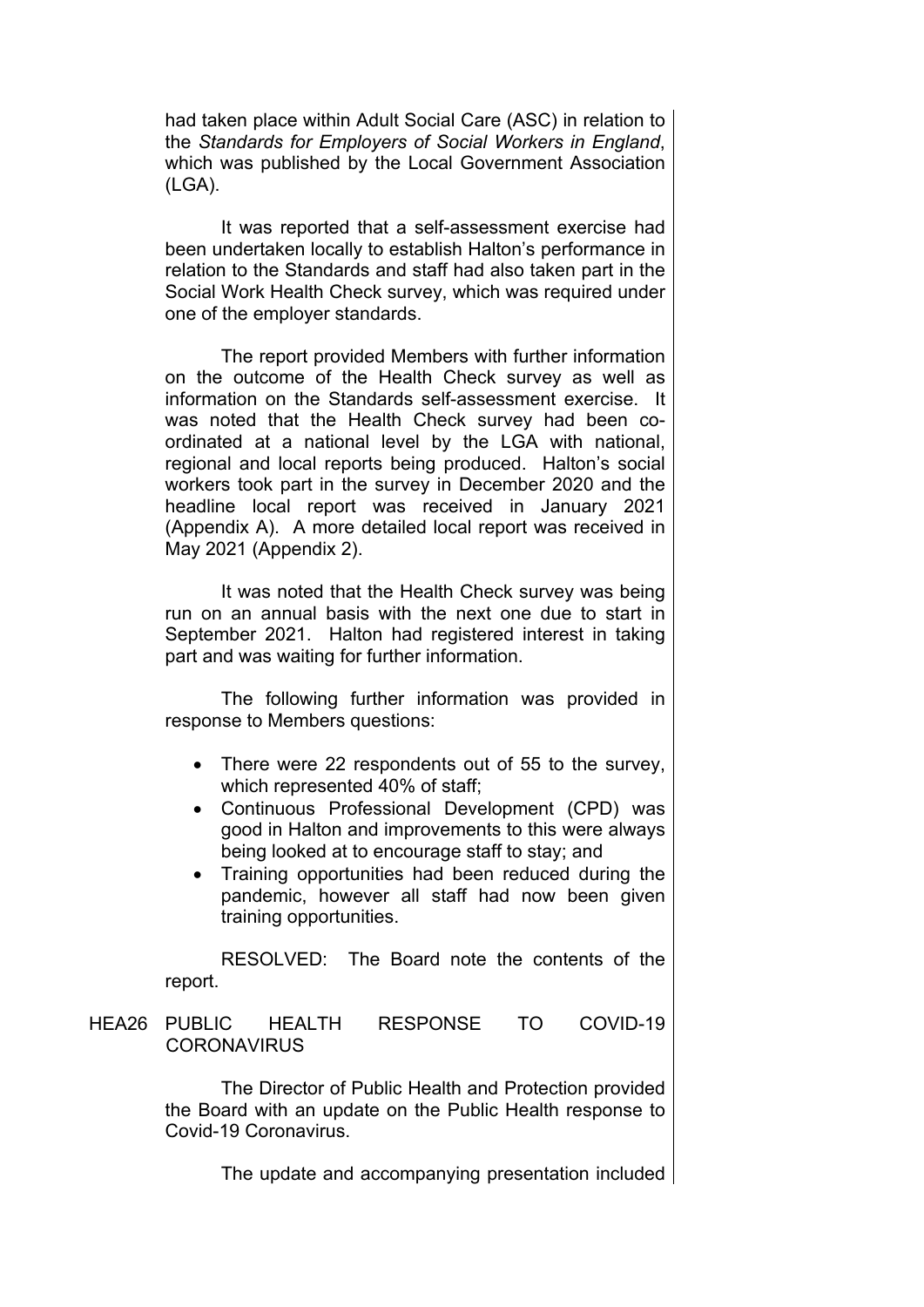had taken place within Adult Social Care (ASC) in relation to the *Standards for Employers of Social Workers in England*, which was published by the Local Government Association (LGA).

It was reported that a self-assessment exercise had been undertaken locally to establish Halton's performance in relation to the Standards and staff had also taken part in the Social Work Health Check survey, which was required under one of the employer standards.

The report provided Members with further information on the outcome of the Health Check survey as well as information on the Standards self-assessment exercise. It was noted that the Health Check survey had been co-ordinated at a national level by the LGA with national, regional and local reports being produced. Halton's social workers took part in the survey in December 2020 and the headline local report was received in January 2021 (Appendix A). A more detailed local report was received in May 2021 (Appendix 2).

It was noted that the Health Check survey was being run on an annual basis with the next one due to start in September 2021. Halton had registered interest in taking part and was waiting for further information.

The following further information was provided in response to Members questions:

- There were 22 respondents out of 55 to the survey, which represented 40% of staff;
- Continuous Professional Development (CPD) was good in Halton and improvements to this were always being looked at to encourage staff to stay; and
- Training opportunities had been reduced during the pandemic, however all staff had now been given training opportunities.

RESOLVED: The Board note the contents of the report.

## HEA26 PUBLIC HEALTH RESPONSE TO COVID-19 CORONAVIRUS

The Director of Public Health and Protection provided the Board with an update on the Public Health response to Covid-19 Coronavirus.

The update and accompanying presentation included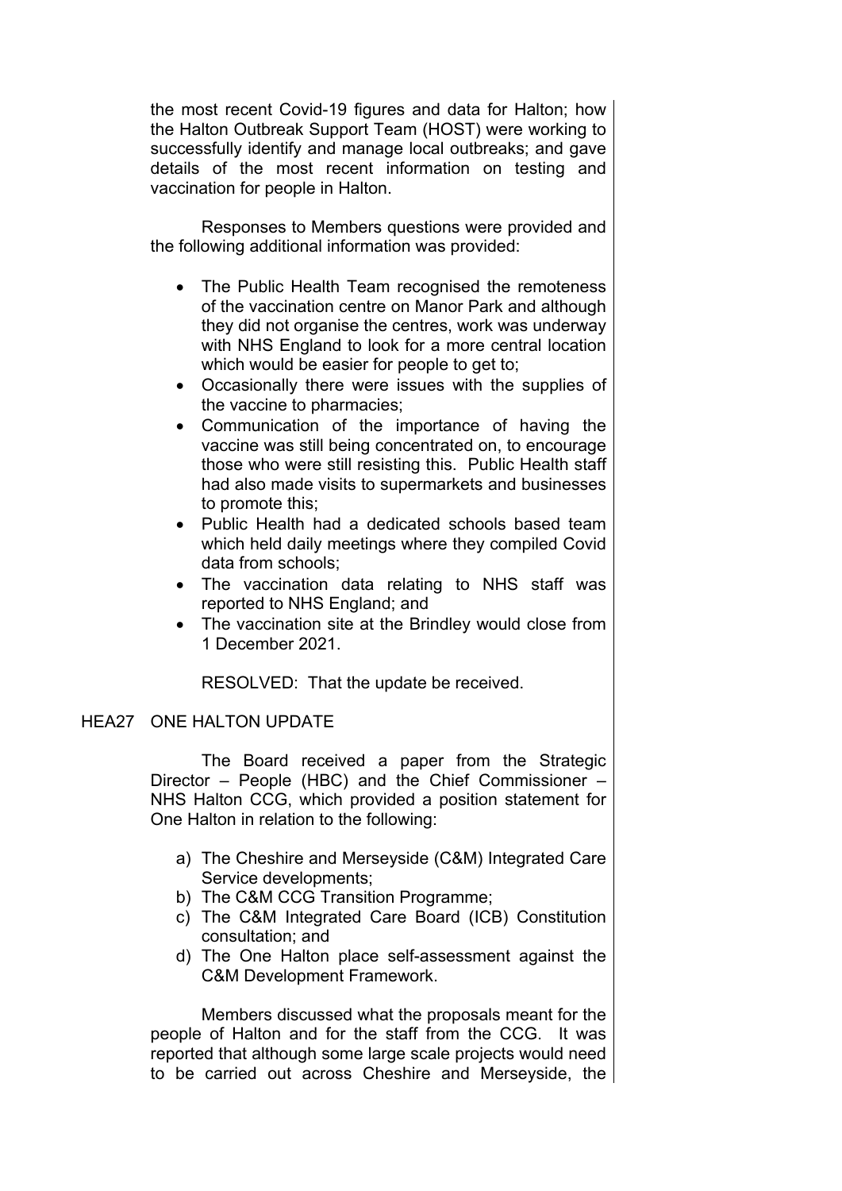the most recent Covid-19 figures and data for Halton; how the Halton Outbreak Support Team (HOST) were working to successfully identify and manage local outbreaks; and gave details of the most recent information on testing and vaccination for people in Halton.

Responses to Members questions were provided and the following additional information was provided:

- The Public Health Team recognised the remoteness of the vaccination centre on Manor Park and although they did not organise the centres, work was underway with NHS England to look for a more central location which would be easier for people to get to;
- Occasionally there were issues with the supplies of the vaccine to pharmacies;
- Communication of the importance of having the vaccine was still being concentrated on, to encourage those who were still resisting this. Public Health staff had also made visits to supermarkets and businesses to promote this;
- Public Health had a dedicated schools based team which held daily meetings where they compiled Covid data from schools;
- The vaccination data relating to NHS staff was reported to NHS England; and
- The vaccination site at the Brindley would close from 1 December 2021.

RESOLVED: That the update be received.

HEA27 ONE HALTON UPDATE

The Board received a paper from the Strategic Director – People (HBC) and the Chief Commissioner – NHS Halton CCG, which provided a position statement for One Halton in relation to the following:

a) The Cheshire and Merseyside (C&M) Integrated Care Service developments;
b) The C&M CCG Transition Programme;
c) The C&M Integrated Care Board (ICB) Constitution consultation; and
d) The One Halton place self-assessment against the C&M Development Framework.

Members discussed what the proposals meant for the people of Halton and for the staff from the CCG. It was reported that although some large scale projects would need to be carried out across Cheshire and Merseyside, the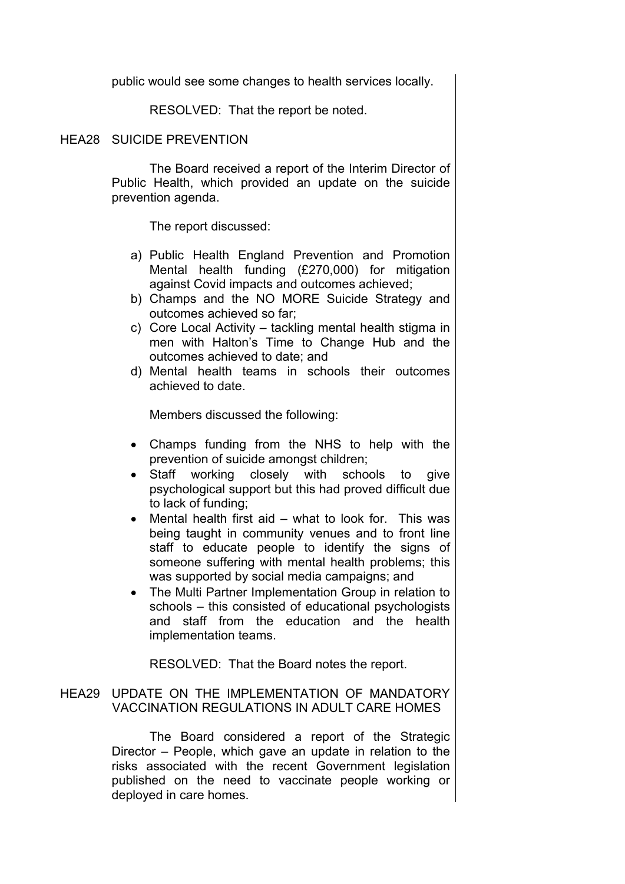public would see some changes to health services locally.

RESOLVED: That the report be noted.

## HEA28 SUICIDE PREVENTION

The Board received a report of the Interim Director of Public Health, which provided an update on the suicide prevention agenda.

The report discussed:

a) Public Health England Prevention and Promotion Mental health funding (£270,000) for mitigation against Covid impacts and outcomes achieved;
b) Champs and the NO MORE Suicide Strategy and outcomes achieved so far;
c) Core Local Activity – tackling mental health stigma in men with Halton's Time to Change Hub and the outcomes achieved to date; and
d) Mental health teams in schools their outcomes achieved to date.

Members discussed the following:

- Champs funding from the NHS to help with the prevention of suicide amongst children;
- Staff working closely with schools to give psychological support but this had proved difficult due to lack of funding;
- Mental health first aid – what to look for. This was being taught in community venues and to front line staff to educate people to identify the signs of someone suffering with mental health problems; this was supported by social media campaigns; and
- The Multi Partner Implementation Group in relation to schools – this consisted of educational psychologists and staff from the education and the health implementation teams.

RESOLVED: That the Board notes the report.

## HEA29 UPDATE ON THE IMPLEMENTATION OF MANDATORY VACCINATION REGULATIONS IN ADULT CARE HOMES

The Board considered a report of the Strategic Director – People, which gave an update in relation to the risks associated with the recent Government legislation published on the need to vaccinate people working or deployed in care homes.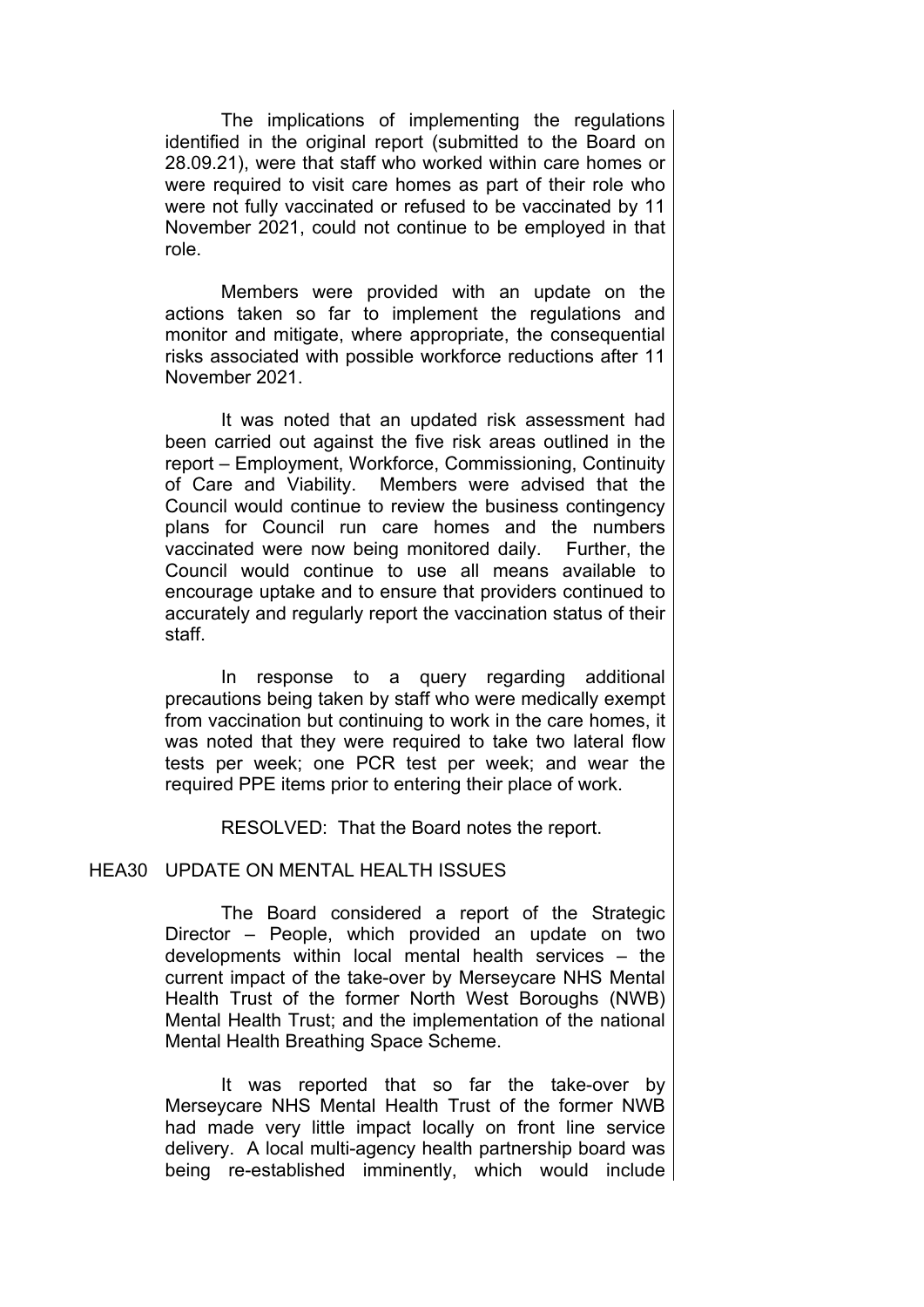The implications of implementing the regulations identified in the original report (submitted to the Board on 28.09.21), were that staff who worked within care homes or were required to visit care homes as part of their role who were not fully vaccinated or refused to be vaccinated by 11 November 2021, could not continue to be employed in that role.

Members were provided with an update on the actions taken so far to implement the regulations and monitor and mitigate, where appropriate, the consequential risks associated with possible workforce reductions after 11 November 2021.

It was noted that an updated risk assessment had been carried out against the five risk areas outlined in the report – Employment, Workforce, Commissioning, Continuity of Care and Viability. Members were advised that the Council would continue to review the business contingency plans for Council run care homes and the numbers vaccinated were now being monitored daily. Further, the Council would continue to use all means available to encourage uptake and to ensure that providers continued to accurately and regularly report the vaccination status of their staff.

In response to a query regarding additional precautions being taken by staff who were medically exempt from vaccination but continuing to work in the care homes, it was noted that they were required to take two lateral flow tests per week; one PCR test per week; and wear the required PPE items prior to entering their place of work.

RESOLVED: That the Board notes the report.

## HEA30 UPDATE ON MENTAL HEALTH ISSUES

The Board considered a report of the Strategic Director – People, which provided an update on two developments within local mental health services – the current impact of the take-over by Merseycare NHS Mental Health Trust of the former North West Boroughs (NWB) Mental Health Trust; and the implementation of the national Mental Health Breathing Space Scheme.

It was reported that so far the take-over by Merseycare NHS Mental Health Trust of the former NWB had made very little impact locally on front line service delivery. A local multi-agency health partnership board was being re-established imminently, which would include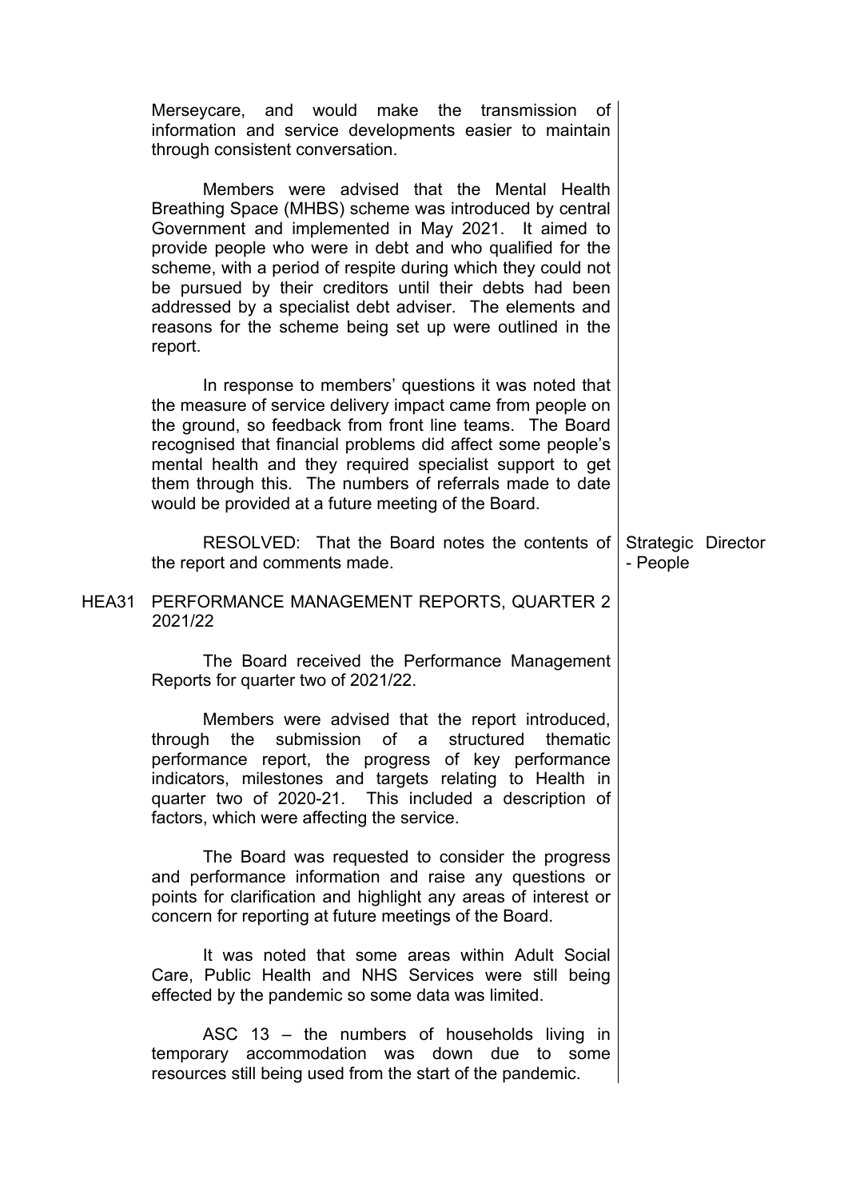Merseycare, and would make the transmission of information and service developments easier to maintain through consistent conversation.

Members were advised that the Mental Health Breathing Space (MHBS) scheme was introduced by central Government and implemented in May 2021. It aimed to provide people who were in debt and who qualified for the scheme, with a period of respite during which they could not be pursued by their creditors until their debts had been addressed by a specialist debt adviser. The elements and reasons for the scheme being set up were outlined in the report.

In response to members' questions it was noted that the measure of service delivery impact came from people on the ground, so feedback from front line teams. The Board recognised that financial problems did affect some people's mental health and they required specialist support to get them through this. The numbers of referrals made to date would be provided at a future meeting of the Board.

RESOLVED: That the Board notes the contents of the report and comments made.

Strategic Director - People

## HEA31 PERFORMANCE MANAGEMENT REPORTS, QUARTER 2 2021/22

The Board received the Performance Management Reports for quarter two of 2021/22.

Members were advised that the report introduced, through the submission of a structured thematic performance report, the progress of key performance indicators, milestones and targets relating to Health in quarter two of 2020-21. This included a description of factors, which were affecting the service.

The Board was requested to consider the progress and performance information and raise any questions or points for clarification and highlight any areas of interest or concern for reporting at future meetings of the Board.

It was noted that some areas within Adult Social Care, Public Health and NHS Services were still being effected by the pandemic so some data was limited.

ASC 13 – the numbers of households living in temporary accommodation was down due to some resources still being used from the start of the pandemic.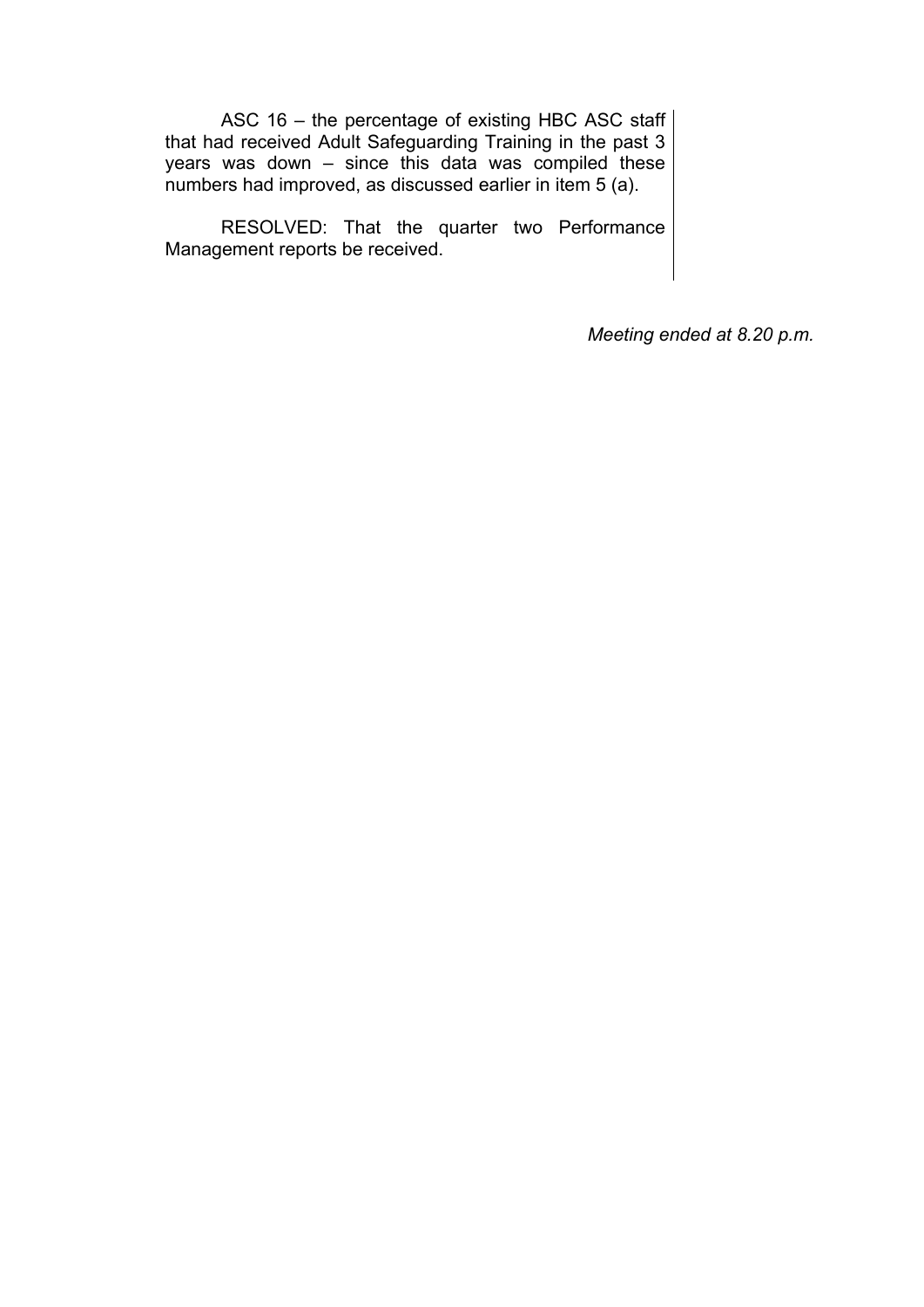ASC 16 – the percentage of existing HBC ASC staff that had received Adult Safeguarding Training in the past 3 years was down – since this data was compiled these numbers had improved, as discussed earlier in item 5 (a).

RESOLVED: That the quarter two Performance Management reports be received.

*Meeting ended at 8.20 p.m.*